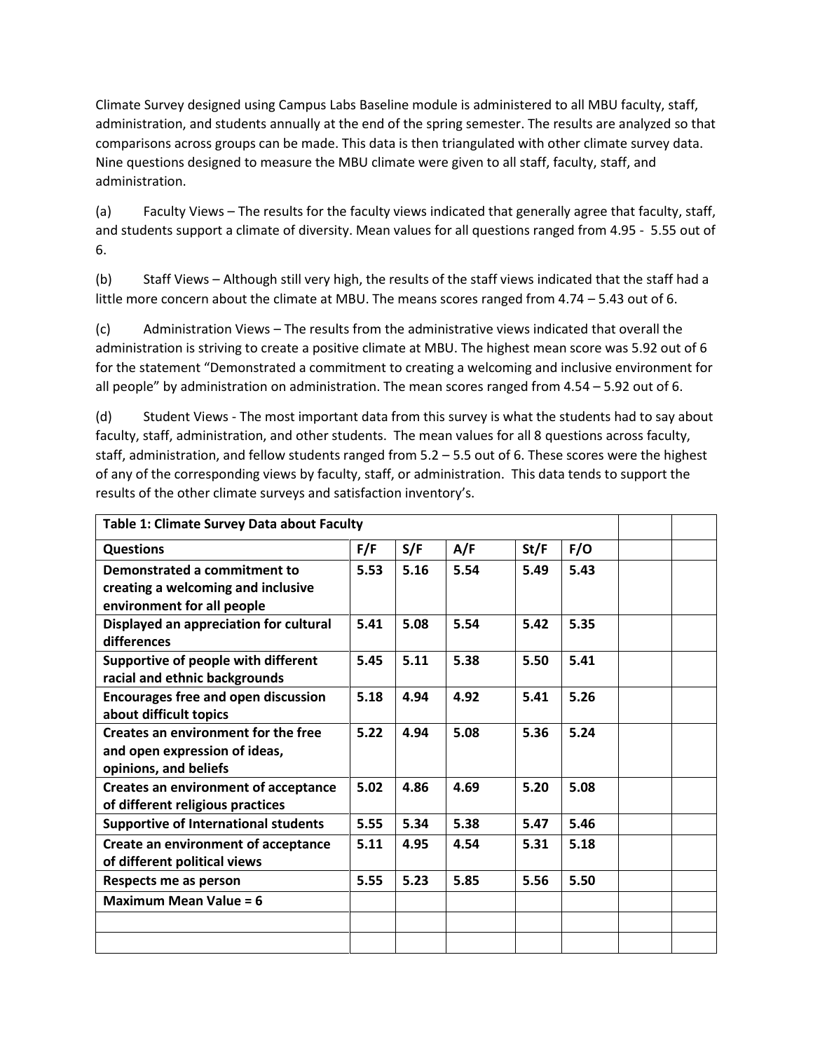Climate Survey designed using Campus Labs Baseline module is administered to all MBU faculty, staff, administration, and students annually at the end of the spring semester. The results are analyzed so that comparisons across groups can be made. This data is then triangulated with other climate survey data. Nine questions designed to measure the MBU climate were given to all staff, faculty, staff, and administration.

(a) Faculty Views – The results for the faculty views indicated that generally agree that faculty, staff, and students support a climate of diversity. Mean values for all questions ranged from 4.95 - 5.55 out of 6.

(b) Staff Views – Although still very high, the results of the staff views indicated that the staff had a little more concern about the climate at MBU. The means scores ranged from 4.74 – 5.43 out of 6.

(c) Administration Views – The results from the administrative views indicated that overall the administration is striving to create a positive climate at MBU. The highest mean score was 5.92 out of 6 for the statement "Demonstrated a commitment to creating a welcoming and inclusive environment for all people" by administration on administration. The mean scores ranged from 4.54 – 5.92 out of 6.

(d) Student Views - The most important data from this survey is what the students had to say about faculty, staff, administration, and other students. The mean values for all 8 questions across faculty, staff, administration, and fellow students ranged from 5.2 – 5.5 out of 6. These scores were the highest of any of the corresponding views by faculty, staff, or administration. This data tends to support the results of the other climate surveys and satisfaction inventory's.

| **Table 1: Climate Survey Data about Faculty** | | | | | | | |
|---|---|---|---|---|---|---|---|
| **Questions** | **F/F** | **S/F** | **A/F** | **St/F** | **F/O** | | |
| **Demonstrated a commitment to creating a welcoming and inclusive environment for all people** | **5.53** | **5.16** | **5.54** | **5.49** | **5.43** | | |
| **Displayed an appreciation for cultural differences** | **5.41** | **5.08** | **5.54** | **5.42** | **5.35** | | |
| **Supportive of people with different racial and ethnic backgrounds** | **5.45** | **5.11** | **5.38** | **5.50** | **5.41** | | |
| **Encourages free and open discussion about difficult topics** | **5.18** | **4.94** | **4.92** | **5.41** | **5.26** | | |
| **Creates an environment for the free and open expression of ideas, opinions, and beliefs** | **5.22** | **4.94** | **5.08** | **5.36** | **5.24** | | |
| **Creates an environment of acceptance of different religious practices** | **5.02** | **4.86** | **4.69** | **5.20** | **5.08** | | |
| **Supportive of International students** | **5.55** | **5.34** | **5.38** | **5.47** | **5.46** | | |
| **Create an environment of acceptance of different political views** | **5.11** | **4.95** | **4.54** | **5.31** | **5.18** | | |
| **Respects me as person** | **5.55** | **5.23** | **5.85** | **5.56** | **5.50** | | |
| **Maximum Mean Value = 6** | | | | | | | |
| | | | | | | | |
| | | | | | | | |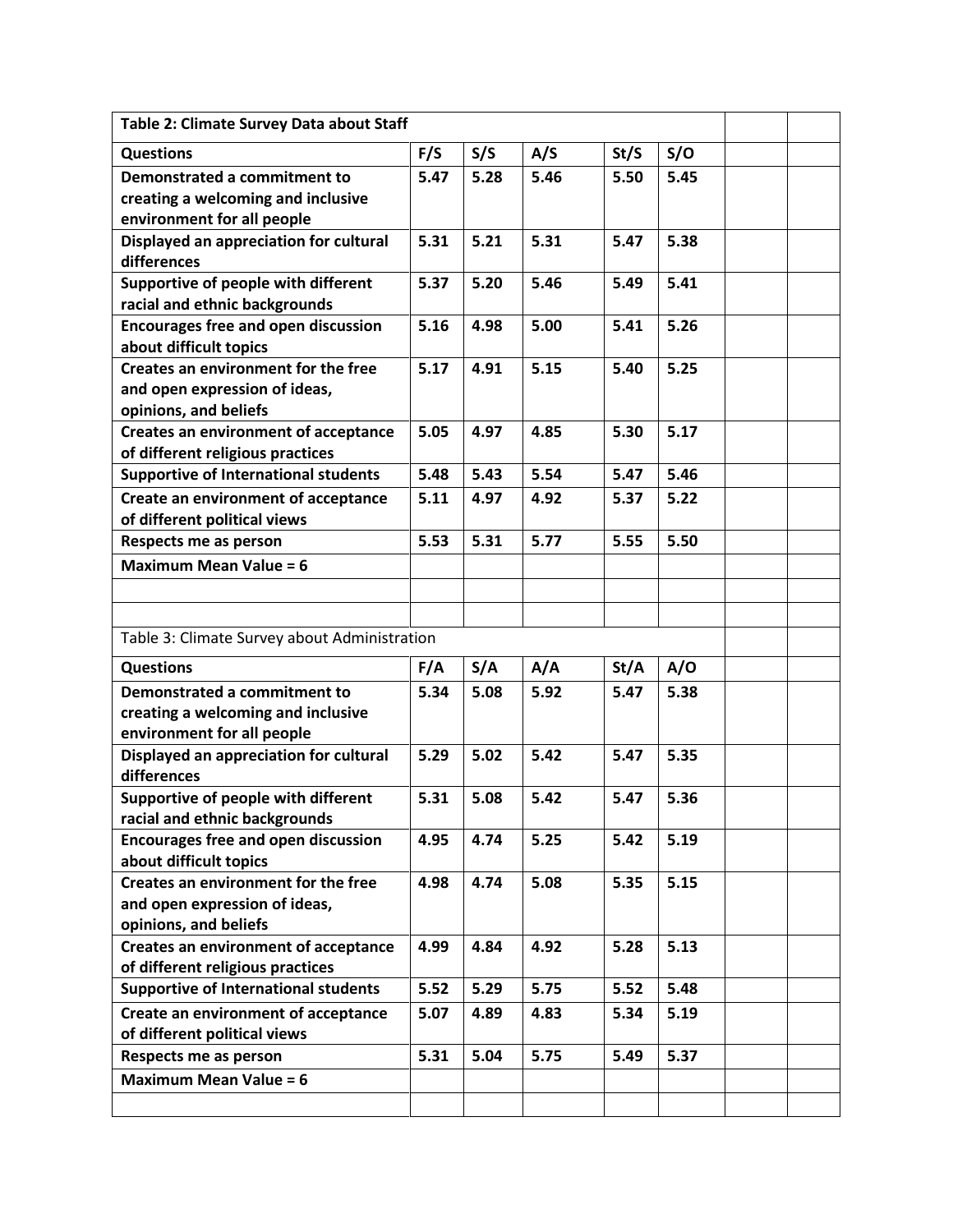**Table 2: Climate Survey Data about Staff**

| Questions | F/S | S/S | A/S | St/S | S/O |
|---|---|---|---|---|---|
| Demonstrated a commitment to creating a welcoming and inclusive environment for all people | 5.47 | 5.28 | 5.46 | 5.50 | 5.45 |
| Displayed an appreciation for cultural differences | 5.31 | 5.21 | 5.31 | 5.47 | 5.38 |
| Supportive of people with different racial and ethnic backgrounds | 5.37 | 5.20 | 5.46 | 5.49 | 5.41 |
| Encourages free and open discussion about difficult topics | 5.16 | 4.98 | 5.00 | 5.41 | 5.26 |
| Creates an environment for the free and open expression of ideas, opinions, and beliefs | 5.17 | 4.91 | 5.15 | 5.40 | 5.25 |
| Creates an environment of acceptance of different religious practices | 5.05 | 4.97 | 4.85 | 5.30 | 5.17 |
| Supportive of International students | 5.48 | 5.43 | 5.54 | 5.47 | 5.46 |
| Create an environment of acceptance of different political views | 5.11 | 4.97 | 4.92 | 5.37 | 5.22 |
| Respects me as person | 5.53 | 5.31 | 5.77 | 5.55 | 5.50 |
| Maximum Mean Value = 6 | | | | | |

Table 3: Climate Survey about Administration

| Questions | F/A | S/A | A/A | St/A | A/O |
|---|---|---|---|---|---|
| Demonstrated a commitment to creating a welcoming and inclusive environment for all people | 5.34 | 5.08 | 5.92 | 5.47 | 5.38 |
| Displayed an appreciation for cultural differences | 5.29 | 5.02 | 5.42 | 5.47 | 5.35 |
| Supportive of people with different racial and ethnic backgrounds | 5.31 | 5.08 | 5.42 | 5.47 | 5.36 |
| Encourages free and open discussion about difficult topics | 4.95 | 4.74 | 5.25 | 5.42 | 5.19 |
| Creates an environment for the free and open expression of ideas, opinions, and beliefs | 4.98 | 4.74 | 5.08 | 5.35 | 5.15 |
| Creates an environment of acceptance of different religious practices | 4.99 | 4.84 | 4.92 | 5.28 | 5.13 |
| Supportive of International students | 5.52 | 5.29 | 5.75 | 5.52 | 5.48 |
| Create an environment of acceptance of different political views | 5.07 | 4.89 | 4.83 | 5.34 | 5.19 |
| Respects me as person | 5.31 | 5.04 | 5.75 | 5.49 | 5.37 |
| Maximum Mean Value = 6 | | | | | |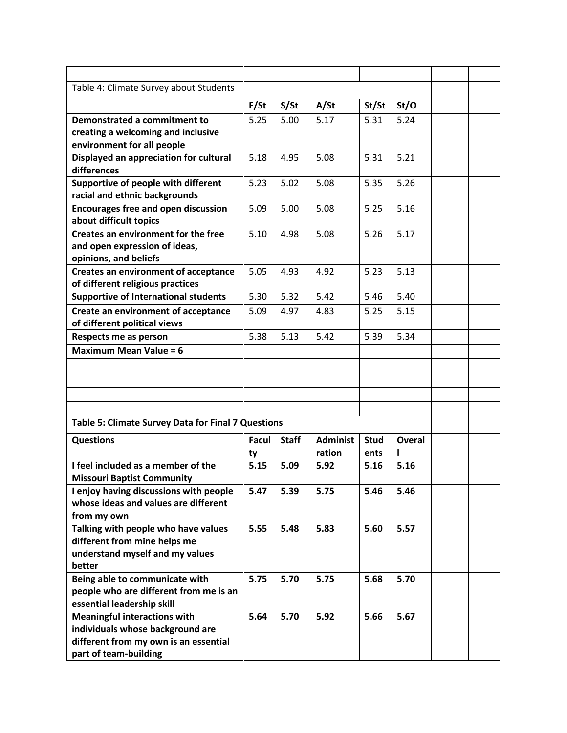Table 4: Climate Survey about Students

| | F/St | S/St | A/St | St/St | St/O |
|---|---|---|---|---|---|
| **Demonstrated a commitment to creating a welcoming and inclusive environment for all people** | 5.25 | 5.00 | 5.17 | 5.31 | 5.24 |
| **Displayed an appreciation for cultural differences** | 5.18 | 4.95 | 5.08 | 5.31 | 5.21 |
| **Supportive of people with different racial and ethnic backgrounds** | 5.23 | 5.02 | 5.08 | 5.35 | 5.26 |
| **Encourages free and open discussion about difficult topics** | 5.09 | 5.00 | 5.08 | 5.25 | 5.16 |
| **Creates an environment for the free and open expression of ideas, opinions, and beliefs** | 5.10 | 4.98 | 5.08 | 5.26 | 5.17 |
| **Creates an environment of acceptance of different religious practices** | 5.05 | 4.93 | 4.92 | 5.23 | 5.13 |
| **Supportive of International students** | 5.30 | 5.32 | 5.42 | 5.46 | 5.40 |
| **Create an environment of acceptance of different political views** | 5.09 | 4.97 | 4.83 | 5.25 | 5.15 |
| **Respects me as person** | 5.38 | 5.13 | 5.42 | 5.39 | 5.34 |
| **Maximum Mean Value = 6** | | | | | |

**Table 5: Climate Survey Data for Final 7 Questions**

| **Questions** | **Faculty** | **Staff** | **Administration** | **Students** | **Overall** |
|---|---|---|---|---|---|
| **I feel included as a member of the Missouri Baptist Community** | **5.15** | **5.09** | **5.92** | **5.16** | **5.16** |
| **I enjoy having discussions with people whose ideas and values are different from my own** | **5.47** | **5.39** | **5.75** | **5.46** | **5.46** |
| **Talking with people who have values different from mine helps me understand myself and my values better** | **5.55** | **5.48** | **5.83** | **5.60** | **5.57** |
| **Being able to communicate with people who are different from me is an essential leadership skill** | **5.75** | **5.70** | **5.75** | **5.68** | **5.70** |
| **Meaningful interactions with individuals whose background are different from my own is an essential part of team-building** | **5.64** | **5.70** | **5.92** | **5.66** | **5.67** |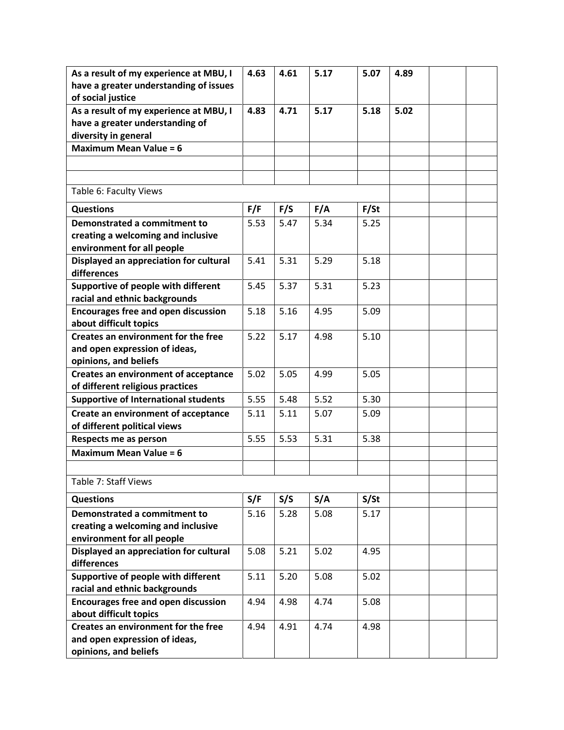| | | | | | | | |
|---|---|---|---|---|---|---|---|
| **As a result of my experience at MBU, I have a greater understanding of issues of social justice** | **4.63** | **4.61** | **5.17** | **5.07** | **4.89** | | |
| **As a result of my experience at MBU, I have a greater understanding of diversity in general** | **4.83** | **4.71** | **5.17** | **5.18** | **5.02** | | |
| **Maximum Mean Value = 6** | | | | | | | |

Table 6: Faculty Views

| Questions | F/F | F/S | F/A | F/St |
|---|---|---|---|---|
| **Demonstrated a commitment to creating a welcoming and inclusive environment for all people** | 5.53 | 5.47 | 5.34 | 5.25 |
| **Displayed an appreciation for cultural differences** | 5.41 | 5.31 | 5.29 | 5.18 |
| **Supportive of people with different racial and ethnic backgrounds** | 5.45 | 5.37 | 5.31 | 5.23 |
| **Encourages free and open discussion about difficult topics** | 5.18 | 5.16 | 4.95 | 5.09 |
| **Creates an environment for the free and open expression of ideas, opinions, and beliefs** | 5.22 | 5.17 | 4.98 | 5.10 |
| **Creates an environment of acceptance of different religious practices** | 5.02 | 5.05 | 4.99 | 5.05 |
| **Supportive of International students** | 5.55 | 5.48 | 5.52 | 5.30 |
| **Create an environment of acceptance of different political views** | 5.11 | 5.11 | 5.07 | 5.09 |
| **Respects me as person** | 5.55 | 5.53 | 5.31 | 5.38 |
| **Maximum Mean Value = 6** | | | | |

Table 7: Staff Views

| Questions | S/F | S/S | S/A | S/St |
|---|---|---|---|---|
| **Demonstrated a commitment to creating a welcoming and inclusive environment for all people** | 5.16 | 5.28 | 5.08 | 5.17 |
| **Displayed an appreciation for cultural differences** | 5.08 | 5.21 | 5.02 | 4.95 |
| **Supportive of people with different racial and ethnic backgrounds** | 5.11 | 5.20 | 5.08 | 5.02 |
| **Encourages free and open discussion about difficult topics** | 4.94 | 4.98 | 4.74 | 5.08 |
| **Creates an environment for the free and open expression of ideas, opinions, and beliefs** | 4.94 | 4.91 | 4.74 | 4.98 |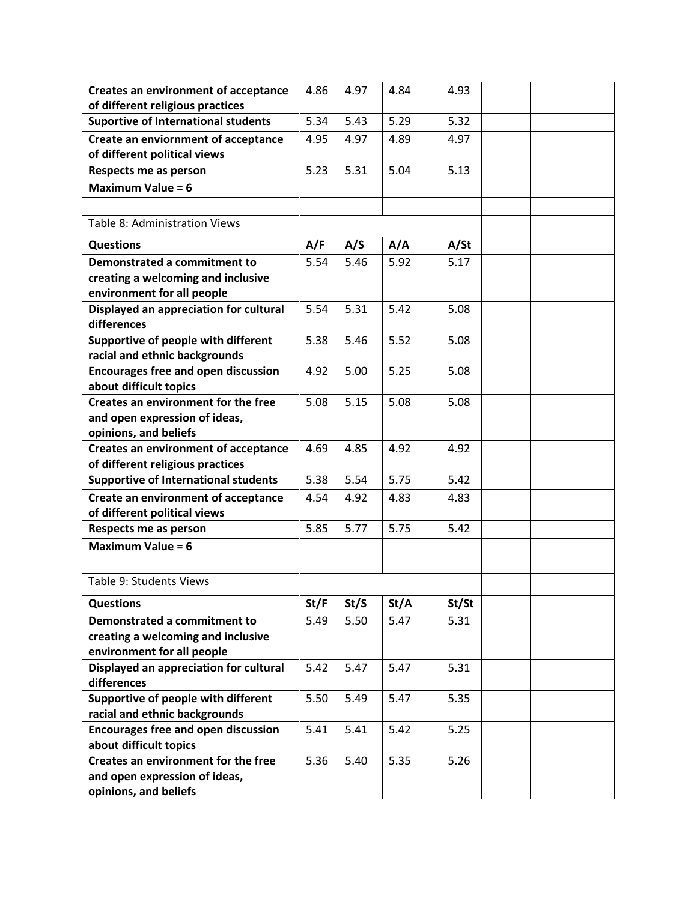| | | | | | | | |
|---|---|---|---|---|---|---|---|
| **Creates an environment of acceptance of different religious practices** | 4.86 | 4.97 | 4.84 | 4.93 | | | |
| **Suportive of International students** | 5.34 | 5.43 | 5.29 | 5.32 | | | |
| **Create an enviornment of acceptance of different political views** | 4.95 | 4.97 | 4.89 | 4.97 | | | |
| **Respects me as person** | 5.23 | 5.31 | 5.04 | 5.13 | | | |
| **Maximum Value = 6** | | | | | | | |

Table 8: Administration Views

| **Questions** | **A/F** | **A/S** | **A/A** | **A/St** | | | |
|---|---|---|---|---|---|---|---|
| **Demonstrated a commitment to creating a welcoming and inclusive environment for all people** | 5.54 | 5.46 | 5.92 | 5.17 | | | |
| **Displayed an appreciation for cultural differences** | 5.54 | 5.31 | 5.42 | 5.08 | | | |
| **Supportive of people with different racial and ethnic backgrounds** | 5.38 | 5.46 | 5.52 | 5.08 | | | |
| **Encourages free and open discussion about difficult topics** | 4.92 | 5.00 | 5.25 | 5.08 | | | |
| **Creates an environment for the free and open expression of ideas, opinions, and beliefs** | 5.08 | 5.15 | 5.08 | 5.08 | | | |
| **Creates an environment of acceptance of different religious practices** | 4.69 | 4.85 | 4.92 | 4.92 | | | |
| **Supportive of International students** | 5.38 | 5.54 | 5.75 | 5.42 | | | |
| **Create an environment of acceptance of different political views** | 4.54 | 4.92 | 4.83 | 4.83 | | | |
| **Respects me as person** | 5.85 | 5.77 | 5.75 | 5.42 | | | |
| **Maximum Value = 6** | | | | | | | |

Table 9: Students Views

| **Questions** | **St/F** | **St/S** | **St/A** | **St/St** | | | |
|---|---|---|---|---|---|---|---|
| **Demonstrated a commitment to creating a welcoming and inclusive environment for all people** | 5.49 | 5.50 | 5.47 | 5.31 | | | |
| **Displayed an appreciation for cultural differences** | 5.42 | 5.47 | 5.47 | 5.31 | | | |
| **Supportive of people with different racial and ethnic backgrounds** | 5.50 | 5.49 | 5.47 | 5.35 | | | |
| **Encourages free and open discussion about difficult topics** | 5.41 | 5.41 | 5.42 | 5.25 | | | |
| **Creates an environment for the free and open expression of ideas, opinions, and beliefs** | 5.36 | 5.40 | 5.35 | 5.26 | | | |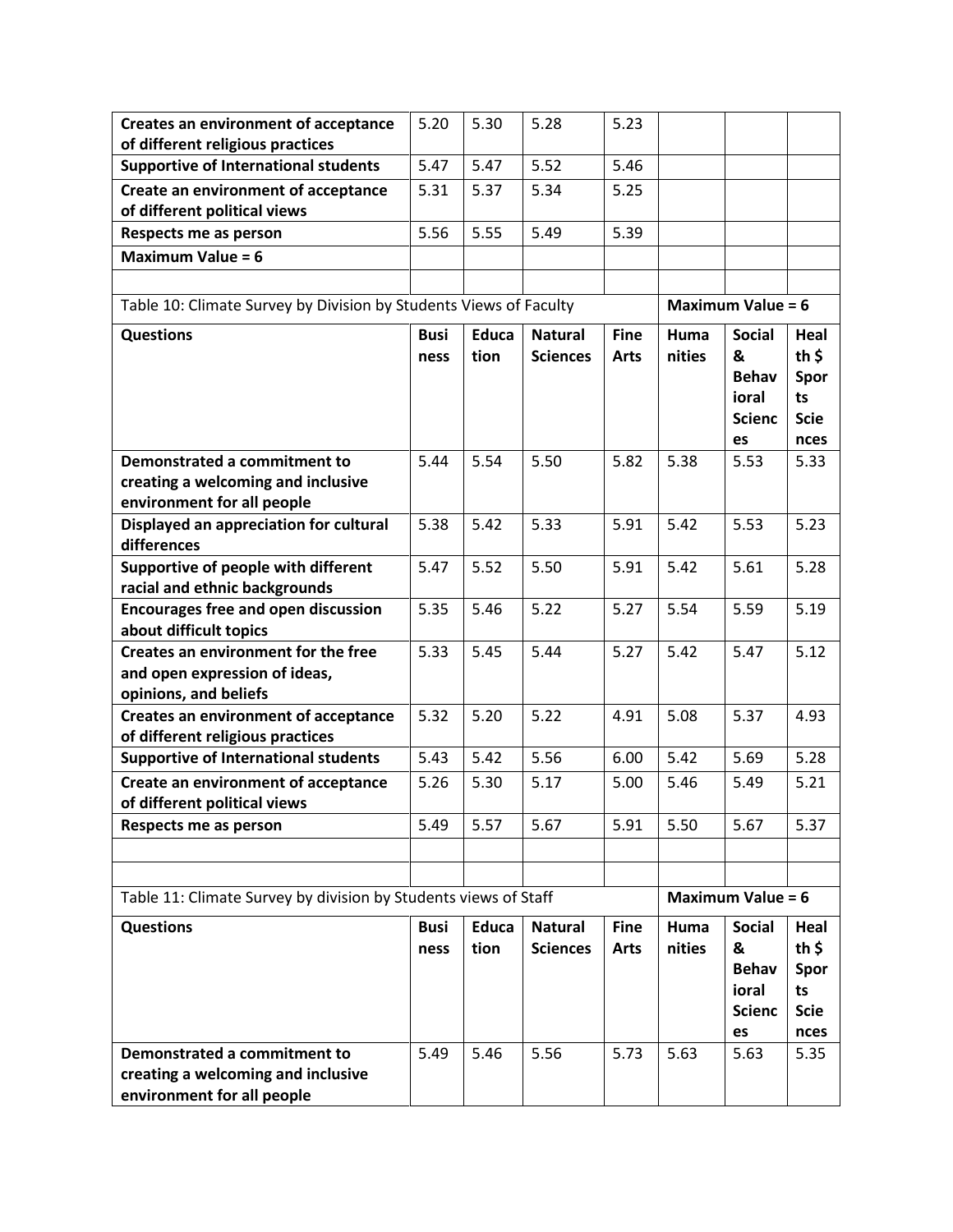| | | | | | | | |
|---|---|---|---|---|---|---|---|
| **Creates an environment of acceptance of different religious practices** | 5.20 | 5.30 | 5.28 | 5.23 | | | |
| **Supportive of International students** | 5.47 | 5.47 | 5.52 | 5.46 | | | |
| **Create an environment of acceptance of different political views** | 5.31 | 5.37 | 5.34 | 5.25 | | | |
| **Respects me as person** | 5.56 | 5.55 | 5.49 | 5.39 | | | |
| **Maximum Value = 6** | | | | | | | |

Table 10: Climate Survey by Division by Students Views of Faculty **Maximum Value = 6**

| **Questions** | **Business** | **Education** | **Natural Sciences** | **Fine Arts** | **Humanities** | **Social & Behavioral Sciences** | **Health $ Sports Sciences** |
|---|---|---|---|---|---|---|---|
| **Demonstrated a commitment to creating a welcoming and inclusive environment for all people** | 5.44 | 5.54 | 5.50 | 5.82 | 5.38 | 5.53 | 5.33 |
| **Displayed an appreciation for cultural differences** | 5.38 | 5.42 | 5.33 | 5.91 | 5.42 | 5.53 | 5.23 |
| **Supportive of people with different racial and ethnic backgrounds** | 5.47 | 5.52 | 5.50 | 5.91 | 5.42 | 5.61 | 5.28 |
| **Encourages free and open discussion about difficult topics** | 5.35 | 5.46 | 5.22 | 5.27 | 5.54 | 5.59 | 5.19 |
| **Creates an environment for the free and open expression of ideas, opinions, and beliefs** | 5.33 | 5.45 | 5.44 | 5.27 | 5.42 | 5.47 | 5.12 |
| **Creates an environment of acceptance of different religious practices** | 5.32 | 5.20 | 5.22 | 4.91 | 5.08 | 5.37 | 4.93 |
| **Supportive of International students** | 5.43 | 5.42 | 5.56 | 6.00 | 5.42 | 5.69 | 5.28 |
| **Create an environment of acceptance of different political views** | 5.26 | 5.30 | 5.17 | 5.00 | 5.46 | 5.49 | 5.21 |
| **Respects me as person** | 5.49 | 5.57 | 5.67 | 5.91 | 5.50 | 5.67 | 5.37 |

Table 11: Climate Survey by division by Students views of Staff **Maximum Value = 6**

| **Questions** | **Business** | **Education** | **Natural Sciences** | **Fine Arts** | **Humanities** | **Social & Behavioral Sciences** | **Health $ Sports Sciences** |
|---|---|---|---|---|---|---|---|
| **Demonstrated a commitment to creating a welcoming and inclusive environment for all people** | 5.49 | 5.46 | 5.56 | 5.73 | 5.63 | 5.63 | 5.35 |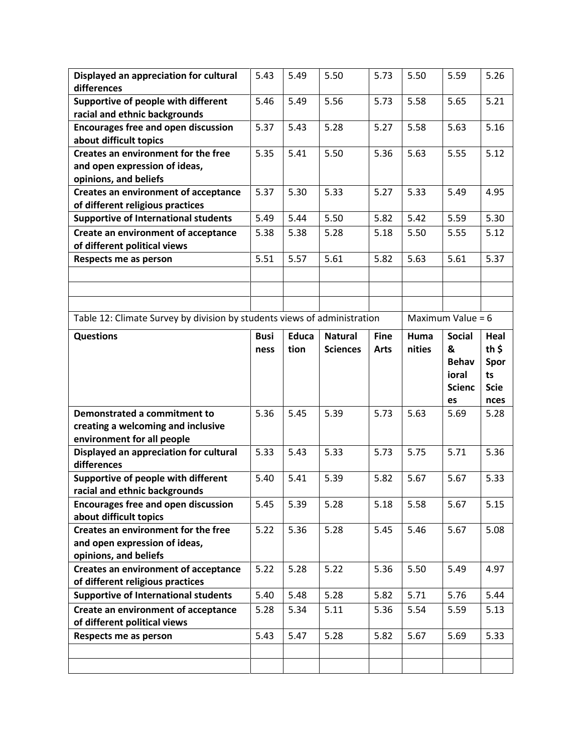| | | | | | | | |
|---|---|---|---|---|---|---|---|
| **Displayed an appreciation for cultural differences** | 5.43 | 5.49 | 5.50 | 5.73 | 5.50 | 5.59 | 5.26 |
| **Supportive of people with different racial and ethnic backgrounds** | 5.46 | 5.49 | 5.56 | 5.73 | 5.58 | 5.65 | 5.21 |
| **Encourages free and open discussion about difficult topics** | 5.37 | 5.43 | 5.28 | 5.27 | 5.58 | 5.63 | 5.16 |
| **Creates an environment for the free and open expression of ideas, opinions, and beliefs** | 5.35 | 5.41 | 5.50 | 5.36 | 5.63 | 5.55 | 5.12 |
| **Creates an environment of acceptance of different religious practices** | 5.37 | 5.30 | 5.33 | 5.27 | 5.33 | 5.49 | 4.95 |
| **Supportive of International students** | 5.49 | 5.44 | 5.50 | 5.82 | 5.42 | 5.59 | 5.30 |
| **Create an environment of acceptance of different political views** | 5.38 | 5.38 | 5.28 | 5.18 | 5.50 | 5.55 | 5.12 |
| **Respects me as person** | 5.51 | 5.57 | 5.61 | 5.82 | 5.63 | 5.61 | 5.37 |

Table 12: Climate Survey by division by students views of administration — Maximum Value = 6

| **Questions** | **Business** | **Education** | **Natural Sciences** | **Fine Arts** | **Humanities** | **Social & Behavioral Sciences** | **Health $ Sports Sciences** |
|---|---|---|---|---|---|---|---|
| **Demonstrated a commitment to creating a welcoming and inclusive environment for all people** | 5.36 | 5.45 | 5.39 | 5.73 | 5.63 | 5.69 | 5.28 |
| **Displayed an appreciation for cultural differences** | 5.33 | 5.43 | 5.33 | 5.73 | 5.75 | 5.71 | 5.36 |
| **Supportive of people with different racial and ethnic backgrounds** | 5.40 | 5.41 | 5.39 | 5.82 | 5.67 | 5.67 | 5.33 |
| **Encourages free and open discussion about difficult topics** | 5.45 | 5.39 | 5.28 | 5.18 | 5.58 | 5.67 | 5.15 |
| **Creates an environment for the free and open expression of ideas, opinions, and beliefs** | 5.22 | 5.36 | 5.28 | 5.45 | 5.46 | 5.67 | 5.08 |
| **Creates an environment of acceptance of different religious practices** | 5.22 | 5.28 | 5.22 | 5.36 | 5.50 | 5.49 | 4.97 |
| **Supportive of International students** | 5.40 | 5.48 | 5.28 | 5.82 | 5.71 | 5.76 | 5.44 |
| **Create an environment of acceptance of different political views** | 5.28 | 5.34 | 5.11 | 5.36 | 5.54 | 5.59 | 5.13 |
| **Respects me as person** | 5.43 | 5.47 | 5.28 | 5.82 | 5.67 | 5.69 | 5.33 |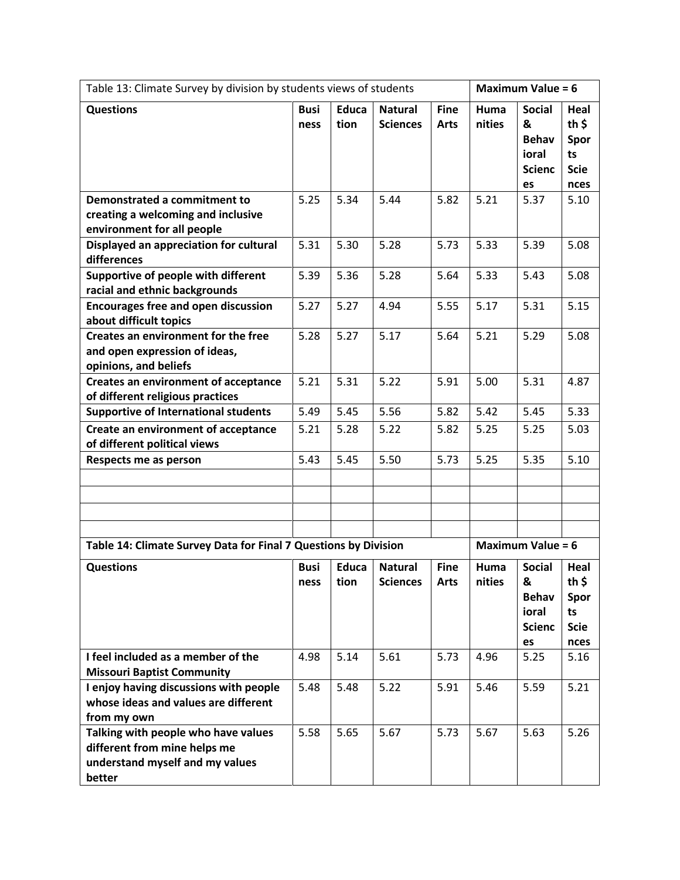| Table 13: Climate Survey by division by students views of students | | | | | Maximum Value = 6 | | |
|---|---|---|---|---|---|---|---|
| **Questions** | **Business** | **Education** | **Natural Sciences** | **Fine Arts** | **Humanities** | **Social & Behavioral Sciences** | **Health $ Sports Sciences** |
| **Demonstrated a commitment to creating a welcoming and inclusive environment for all people** | 5.25 | 5.34 | 5.44 | 5.82 | 5.21 | 5.37 | 5.10 |
| **Displayed an appreciation for cultural differences** | 5.31 | 5.30 | 5.28 | 5.73 | 5.33 | 5.39 | 5.08 |
| **Supportive of people with different racial and ethnic backgrounds** | 5.39 | 5.36 | 5.28 | 5.64 | 5.33 | 5.43 | 5.08 |
| **Encourages free and open discussion about difficult topics** | 5.27 | 5.27 | 4.94 | 5.55 | 5.17 | 5.31 | 5.15 |
| **Creates an environment for the free and open expression of ideas, opinions, and beliefs** | 5.28 | 5.27 | 5.17 | 5.64 | 5.21 | 5.29 | 5.08 |
| **Creates an environment of acceptance of different religious practices** | 5.21 | 5.31 | 5.22 | 5.91 | 5.00 | 5.31 | 4.87 |
| **Supportive of International students** | 5.49 | 5.45 | 5.56 | 5.82 | 5.42 | 5.45 | 5.33 |
| **Create an environment of acceptance of different political views** | 5.21 | 5.28 | 5.22 | 5.82 | 5.25 | 5.25 | 5.03 |
| **Respects me as person** | 5.43 | 5.45 | 5.50 | 5.73 | 5.25 | 5.35 | 5.10 |

| **Table 14: Climate Survey Data for Final 7 Questions by Division** | | | | | **Maximum Value = 6** | | |
|---|---|---|---|---|---|---|---|
| **Questions** | **Business** | **Education** | **Natural Sciences** | **Fine Arts** | **Humanities** | **Social & Behavioral Sciences** | **Health $ Sports Sciences** |
| **I feel included as a member of the Missouri Baptist Community** | 4.98 | 5.14 | 5.61 | 5.73 | 4.96 | 5.25 | 5.16 |
| **I enjoy having discussions with people whose ideas and values are different from my own** | 5.48 | 5.48 | 5.22 | 5.91 | 5.46 | 5.59 | 5.21 |
| **Talking with people who have values different from mine helps me understand myself and my values better** | 5.58 | 5.65 | 5.67 | 5.73 | 5.67 | 5.63 | 5.26 |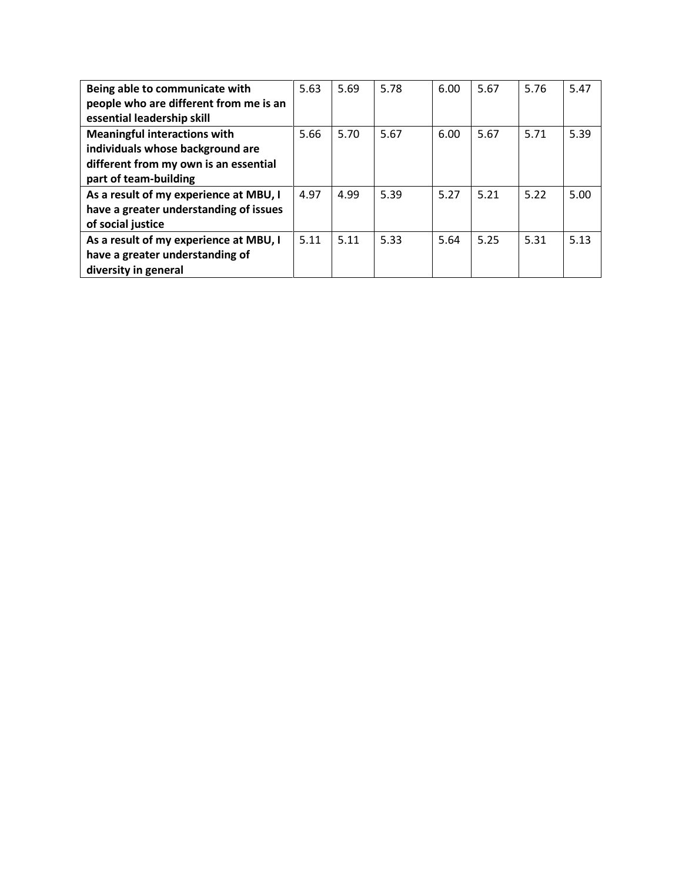| | | | | | | | |
|---|---|---|---|---|---|---|---|
| **Being able to communicate with people who are different from me is an essential leadership skill** | 5.63 | 5.69 | 5.78 | 6.00 | 5.67 | 5.76 | 5.47 |
| **Meaningful interactions with individuals whose background are different from my own is an essential part of team-building** | 5.66 | 5.70 | 5.67 | 6.00 | 5.67 | 5.71 | 5.39 |
| **As a result of my experience at MBU, I have a greater understanding of issues of social justice** | 4.97 | 4.99 | 5.39 | 5.27 | 5.21 | 5.22 | 5.00 |
| **As a result of my experience at MBU, I have a greater understanding of diversity in general** | 5.11 | 5.11 | 5.33 | 5.64 | 5.25 | 5.31 | 5.13 |